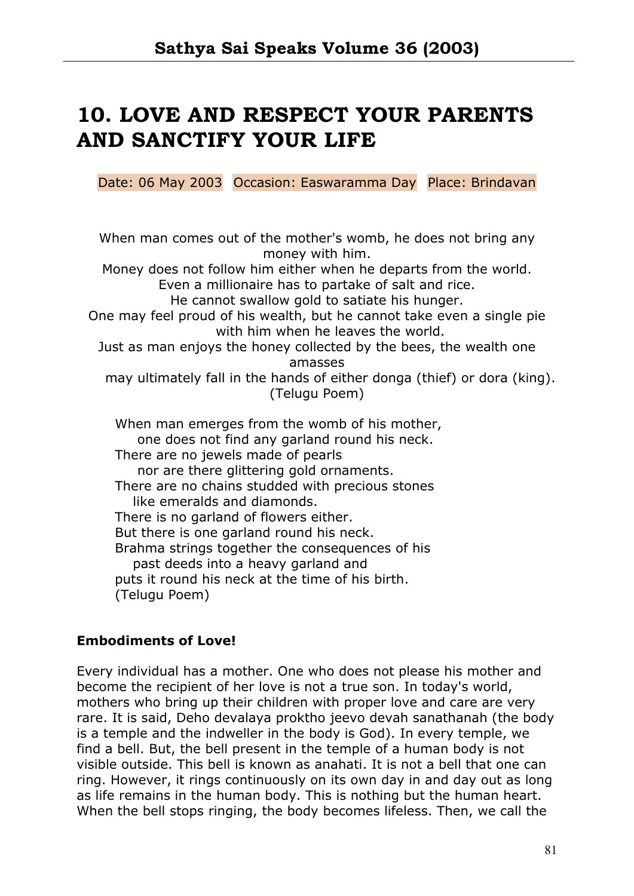# 10. LOVE AND RESPECT YOUR PARENTS AND SANCTIFY YOUR LIFE

Date: 06 May 2003 Occasion: Easwaramma Day Place: Brindavan

When man comes out of the mother's womb, he does not bring any money with him.  
Money does not follow him either when he departs from the world.  
Even a millionaire has to partake of salt and rice.  
He cannot swallow gold to satiate his hunger.  
One may feel proud of his wealth, but he cannot take even a single pie with him when he leaves the world.  
Just as man enjoys the honey collected by the bees, the wealth one amasses  
may ultimately fall in the hands of either donga (thief) or dora (king).  
(Telugu Poem)

When man emerges from the womb of his mother,  
one does not find any garland round his neck.  
There are no jewels made of pearls  
nor are there glittering gold ornaments.  
There are no chains studded with precious stones  
like emeralds and diamonds.  
There is no garland of flowers either.  
But there is one garland round his neck.  
Brahma strings together the consequences of his  
past deeds into a heavy garland and  
puts it round his neck at the time of his birth.  
(Telugu Poem)

**Embodiments of Love!**

Every individual has a mother. One who does not please his mother and become the recipient of her love is not a true son. In today's world, mothers who bring up their children with proper love and care are very rare. It is said, Deho devalaya proktho jeevo devah sanathanah (the body is a temple and the indweller in the body is God). In every temple, we find a bell. But, the bell present in the temple of a human body is not visible outside. This bell is known as anahati. It is not a bell that one can ring. However, it rings continuously on its own day in and day out as long as life remains in the human body. This is nothing but the human heart. When the bell stops ringing, the body becomes lifeless. Then, we call the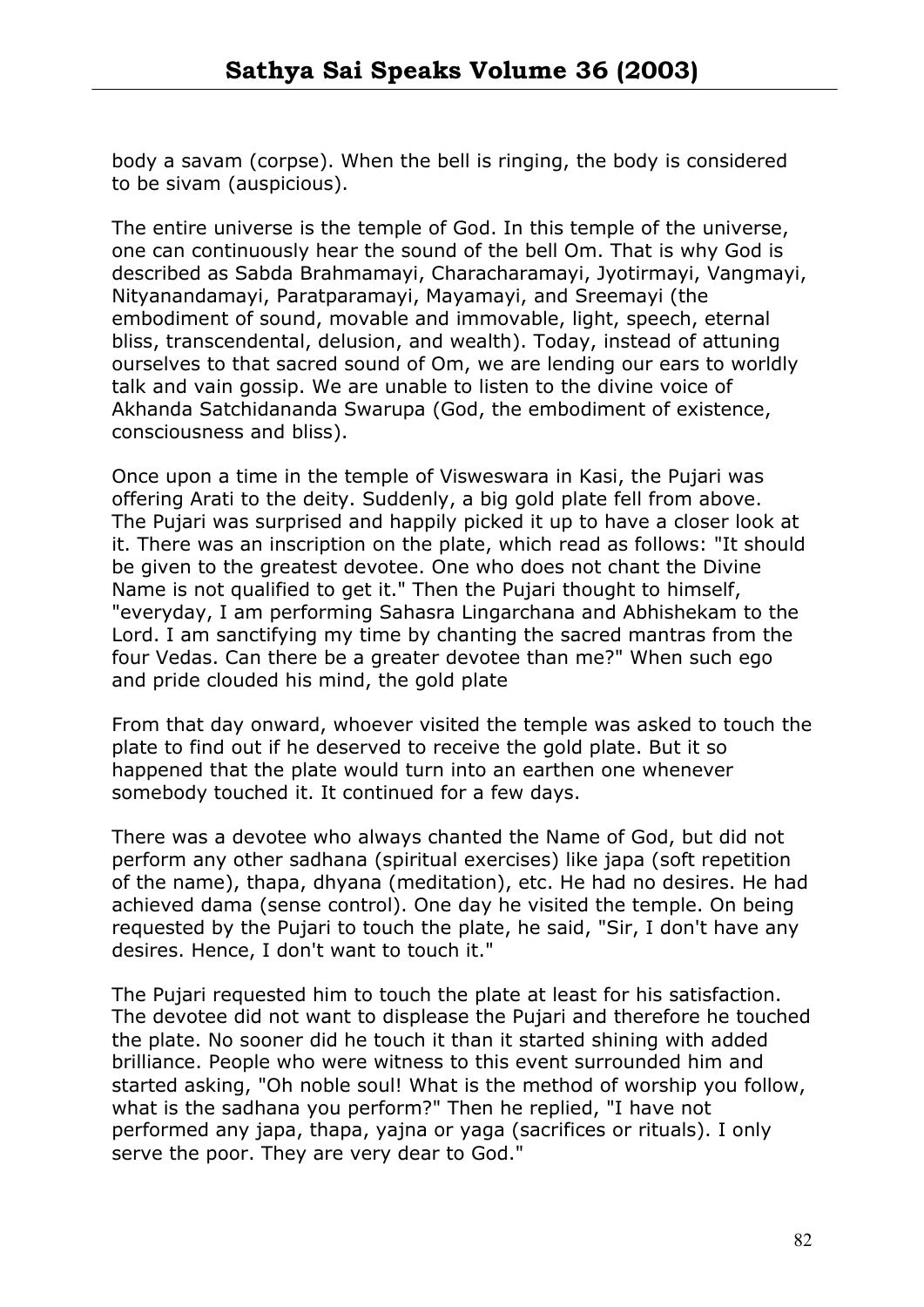body a savam (corpse). When the bell is ringing, the body is considered to be sivam (auspicious).

The entire universe is the temple of God. In this temple of the universe, one can continuously hear the sound of the bell Om. That is why God is described as Sabda Brahmamayi, Characharamayi, Jyotirmayi, Vangmayi, Nityanandamayi, Paratparamayi, Mayamayi, and Sreemayi (the embodiment of sound, movable and immovable, light, speech, eternal bliss, transcendental, delusion, and wealth). Today, instead of attuning ourselves to that sacred sound of Om, we are lending our ears to worldly talk and vain gossip. We are unable to listen to the divine voice of Akhanda Satchidananda Swarupa (God, the embodiment of existence, consciousness and bliss).

Once upon a time in the temple of Visweswara in Kasi, the Pujari was offering Arati to the deity. Suddenly, a big gold plate fell from above. The Pujari was surprised and happily picked it up to have a closer look at it. There was an inscription on the plate, which read as follows: "It should be given to the greatest devotee. One who does not chant the Divine Name is not qualified to get it." Then the Pujari thought to himself, "everyday, I am performing Sahasra Lingarchana and Abhishekam to the Lord. I am sanctifying my time by chanting the sacred mantras from the four Vedas. Can there be a greater devotee than me?" When such ego and pride clouded his mind, the gold plate

From that day onward, whoever visited the temple was asked to touch the plate to find out if he deserved to receive the gold plate. But it so happened that the plate would turn into an earthen one whenever somebody touched it. It continued for a few days.

There was a devotee who always chanted the Name of God, but did not perform any other sadhana (spiritual exercises) like japa (soft repetition of the name), thapa, dhyana (meditation), etc. He had no desires. He had achieved dama (sense control). One day he visited the temple. On being requested by the Pujari to touch the plate, he said, "Sir, I don't have any desires. Hence, I don't want to touch it."

The Pujari requested him to touch the plate at least for his satisfaction. The devotee did not want to displease the Pujari and therefore he touched the plate. No sooner did he touch it than it started shining with added brilliance. People who were witness to this event surrounded him and started asking, "Oh noble soul! What is the method of worship you follow, what is the sadhana you perform?" Then he replied, "I have not performed any japa, thapa, yajna or yaga (sacrifices or rituals). I only serve the poor. They are very dear to God."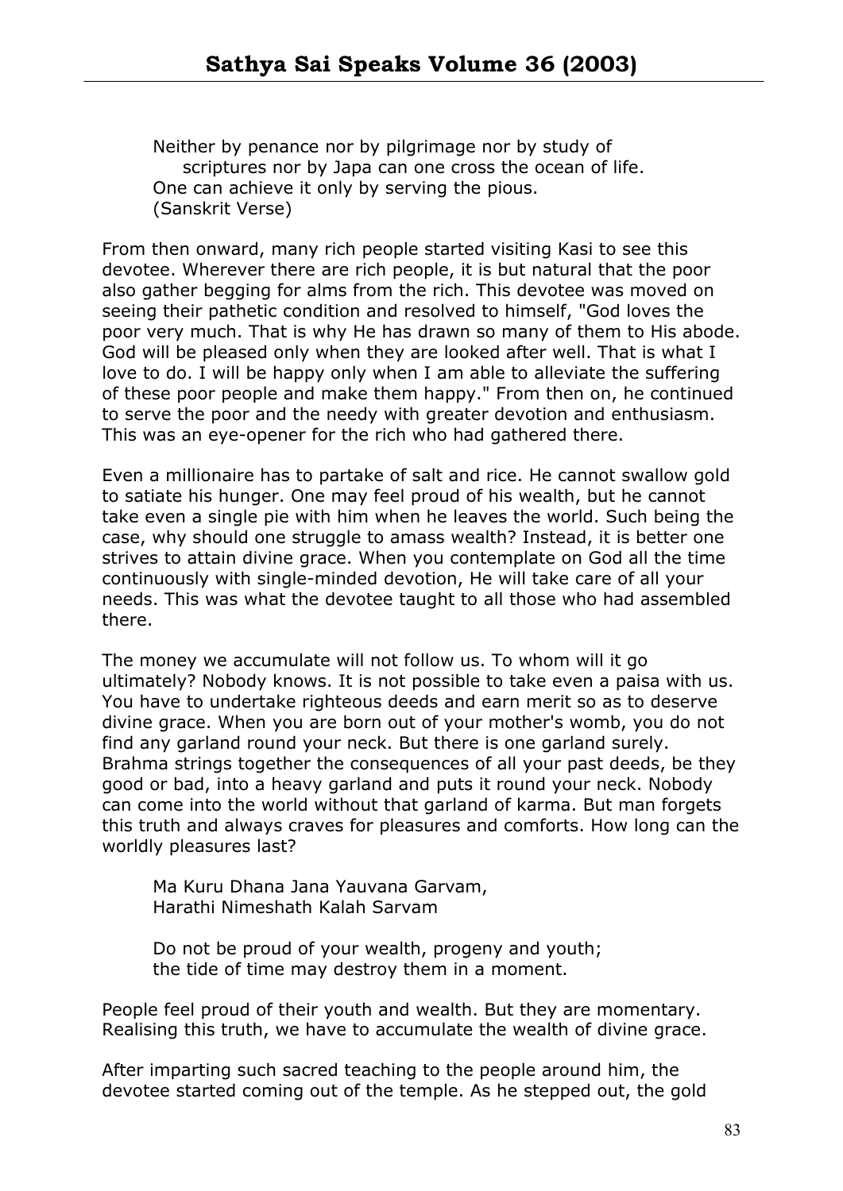Neither by penance nor by pilgrimage nor by study of scriptures nor by Japa can one cross the ocean of life.
One can achieve it only by serving the pious.
(Sanskrit Verse)

From then onward, many rich people started visiting Kasi to see this devotee. Wherever there are rich people, it is but natural that the poor also gather begging for alms from the rich. This devotee was moved on seeing their pathetic condition and resolved to himself, "God loves the poor very much. That is why He has drawn so many of them to His abode. God will be pleased only when they are looked after well. That is what I love to do. I will be happy only when I am able to alleviate the suffering of these poor people and make them happy." From then on, he continued to serve the poor and the needy with greater devotion and enthusiasm. This was an eye-opener for the rich who had gathered there.

Even a millionaire has to partake of salt and rice. He cannot swallow gold to satiate his hunger. One may feel proud of his wealth, but he cannot take even a single pie with him when he leaves the world. Such being the case, why should one struggle to amass wealth? Instead, it is better one strives to attain divine grace. When you contemplate on God all the time continuously with single-minded devotion, He will take care of all your needs. This was what the devotee taught to all those who had assembled there.

The money we accumulate will not follow us. To whom will it go ultimately? Nobody knows. It is not possible to take even a paisa with us. You have to undertake righteous deeds and earn merit so as to deserve divine grace. When you are born out of your mother's womb, you do not find any garland round your neck. But there is one garland surely. Brahma strings together the consequences of all your past deeds, be they good or bad, into a heavy garland and puts it round your neck. Nobody can come into the world without that garland of karma. But man forgets this truth and always craves for pleasures and comforts. How long can the worldly pleasures last?

Ma Kuru Dhana Jana Yauvana Garvam,
Harathi Nimeshath Kalah Sarvam

Do not be proud of your wealth, progeny and youth;
the tide of time may destroy them in a moment.

People feel proud of their youth and wealth. But they are momentary. Realising this truth, we have to accumulate the wealth of divine grace.

After imparting such sacred teaching to the people around him, the devotee started coming out of the temple. As he stepped out, the gold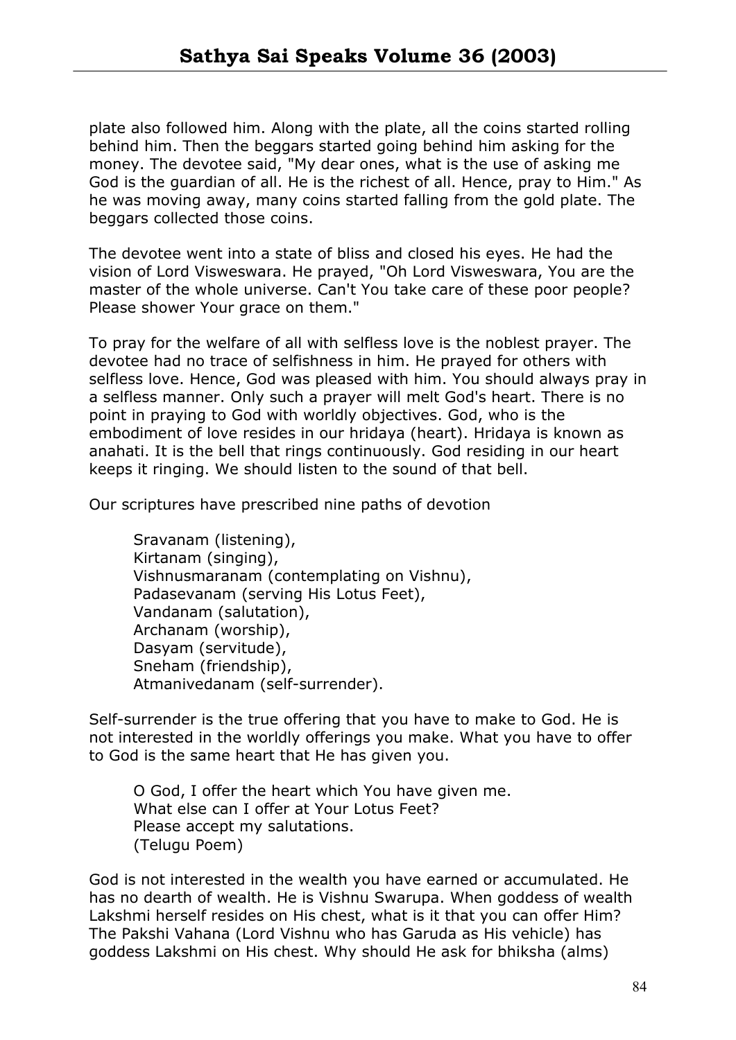plate also followed him. Along with the plate, all the coins started rolling behind him. Then the beggars started going behind him asking for the money. The devotee said, "My dear ones, what is the use of asking me God is the guardian of all. He is the richest of all. Hence, pray to Him." As he was moving away, many coins started falling from the gold plate. The beggars collected those coins.

The devotee went into a state of bliss and closed his eyes. He had the vision of Lord Visweswara. He prayed, "Oh Lord Visweswara, You are the master of the whole universe. Can't You take care of these poor people? Please shower Your grace on them."

To pray for the welfare of all with selfless love is the noblest prayer. The devotee had no trace of selfishness in him. He prayed for others with selfless love. Hence, God was pleased with him. You should always pray in a selfless manner. Only such a prayer will melt God's heart. There is no point in praying to God with worldly objectives. God, who is the embodiment of love resides in our hridaya (heart). Hridaya is known as anahati. It is the bell that rings continuously. God residing in our heart keeps it ringing. We should listen to the sound of that bell.

Our scriptures have prescribed nine paths of devotion

> Sravanam (listening),
> Kirtanam (singing),
> Vishnusmaranam (contemplating on Vishnu),
> Padasevanam (serving His Lotus Feet),
> Vandanam (salutation),
> Archanam (worship),
> Dasyam (servitude),
> Sneham (friendship),
> Atmanivedanam (self-surrender).

Self-surrender is the true offering that you have to make to God. He is not interested in the worldly offerings you make. What you have to offer to God is the same heart that He has given you.

> O God, I offer the heart which You have given me.
> What else can I offer at Your Lotus Feet?
> Please accept my salutations.
> (Telugu Poem)

God is not interested in the wealth you have earned or accumulated. He has no dearth of wealth. He is Vishnu Swarupa. When goddess of wealth Lakshmi herself resides on His chest, what is it that you can offer Him? The Pakshi Vahana (Lord Vishnu who has Garuda as His vehicle) has goddess Lakshmi on His chest. Why should He ask for bhiksha (alms)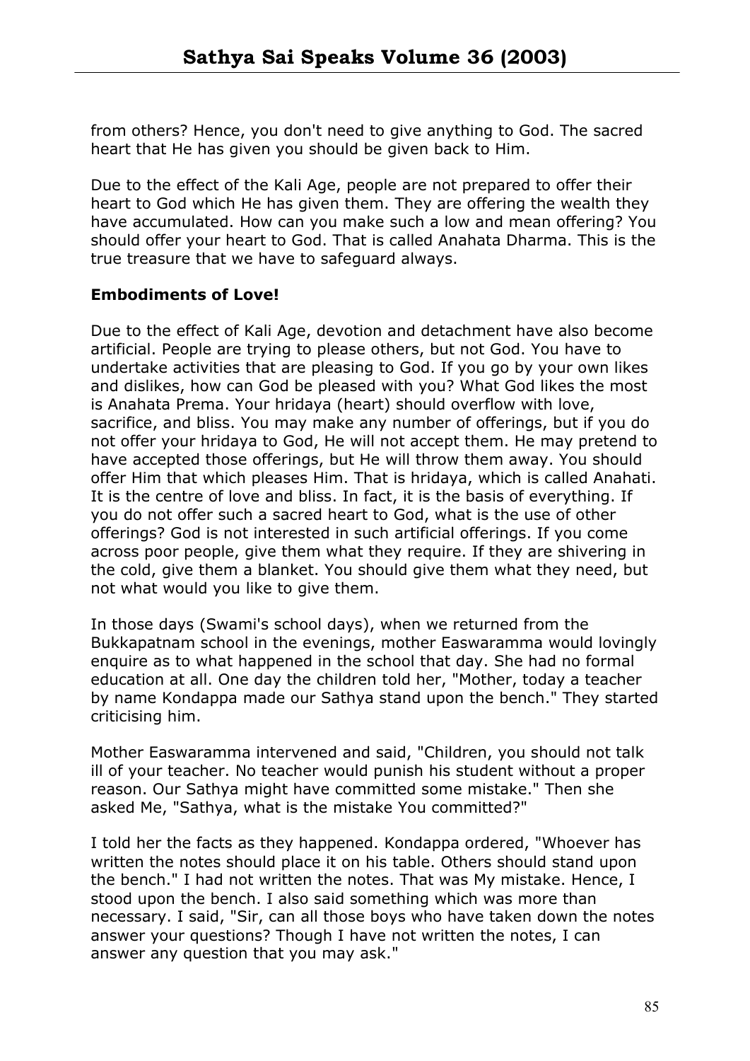from others? Hence, you don't need to give anything to God. The sacred heart that He has given you should be given back to Him.

Due to the effect of the Kali Age, people are not prepared to offer their heart to God which He has given them. They are offering the wealth they have accumulated. How can you make such a low and mean offering? You should offer your heart to God. That is called Anahata Dharma. This is the true treasure that we have to safeguard always.

**Embodiments of Love!**

Due to the effect of Kali Age, devotion and detachment have also become artificial. People are trying to please others, but not God. You have to undertake activities that are pleasing to God. If you go by your own likes and dislikes, how can God be pleased with you? What God likes the most is Anahata Prema. Your hridaya (heart) should overflow with love, sacrifice, and bliss. You may make any number of offerings, but if you do not offer your hridaya to God, He will not accept them. He may pretend to have accepted those offerings, but He will throw them away. You should offer Him that which pleases Him. That is hridaya, which is called Anahati. It is the centre of love and bliss. In fact, it is the basis of everything. If you do not offer such a sacred heart to God, what is the use of other offerings? God is not interested in such artificial offerings. If you come across poor people, give them what they require. If they are shivering in the cold, give them a blanket. You should give them what they need, but not what would you like to give them.

In those days (Swami's school days), when we returned from the Bukkapatnam school in the evenings, mother Easwaramma would lovingly enquire as to what happened in the school that day. She had no formal education at all. One day the children told her, "Mother, today a teacher by name Kondappa made our Sathya stand upon the bench." They started criticising him.

Mother Easwaramma intervened and said, "Children, you should not talk ill of your teacher. No teacher would punish his student without a proper reason. Our Sathya might have committed some mistake." Then she asked Me, "Sathya, what is the mistake You committed?"

I told her the facts as they happened. Kondappa ordered, "Whoever has written the notes should place it on his table. Others should stand upon the bench." I had not written the notes. That was My mistake. Hence, I stood upon the bench. I also said something which was more than necessary. I said, "Sir, can all those boys who have taken down the notes answer your questions? Though I have not written the notes, I can answer any question that you may ask."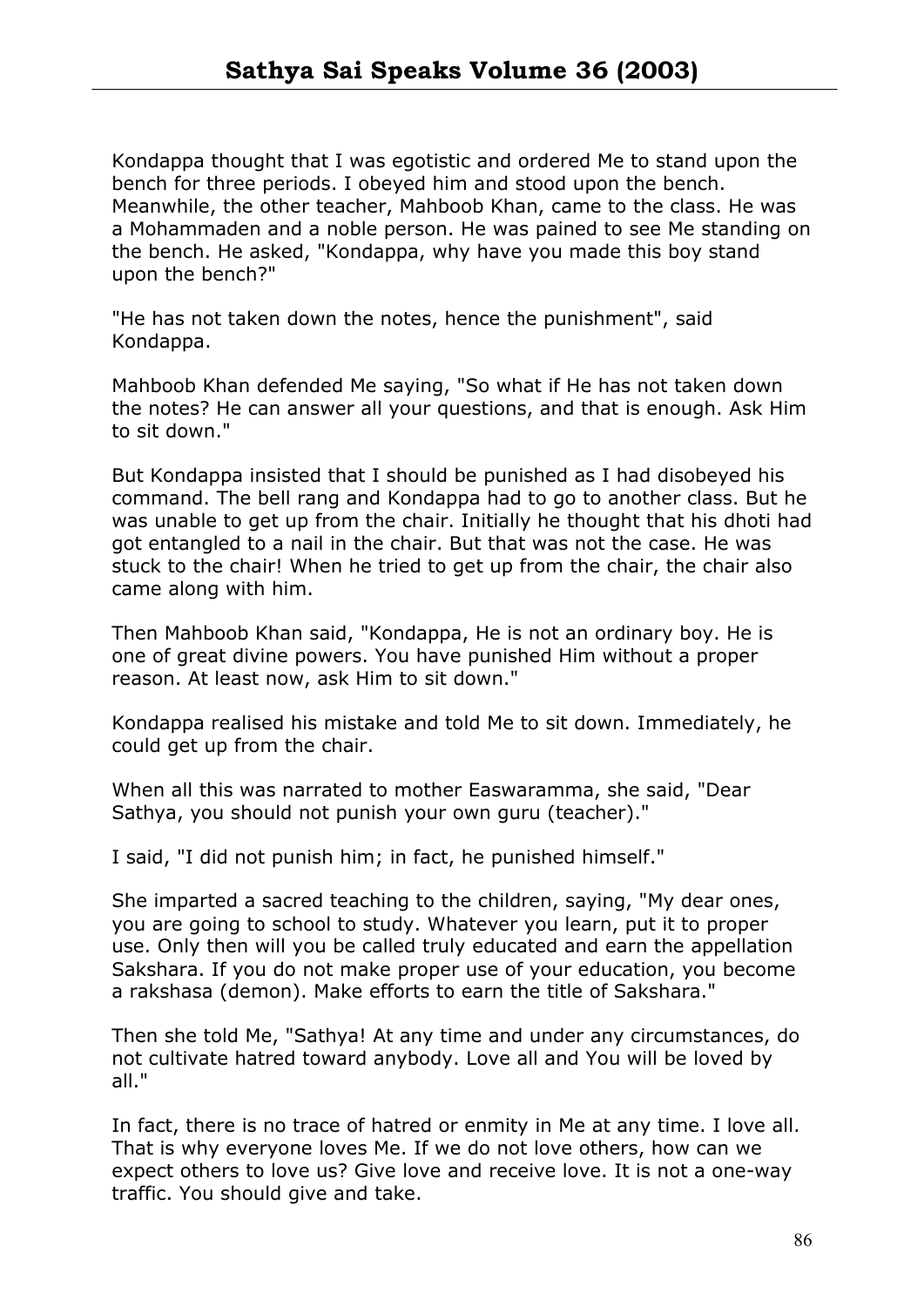Kondappa thought that I was egotistic and ordered Me to stand upon the bench for three periods. I obeyed him and stood upon the bench. Meanwhile, the other teacher, Mahboob Khan, came to the class. He was a Mohammeden and a noble person. He was pained to see Me standing on the bench. He asked, "Kondappa, why have you made this boy stand upon the bench?"

"He has not taken down the notes, hence the punishment", said Kondappa.

Mahboob Khan defended Me saying, "So what if He has not taken down the notes? He can answer all your questions, and that is enough. Ask Him to sit down."

But Kondappa insisted that I should be punished as I had disobeyed his command. The bell rang and Kondappa had to go to another class. But he was unable to get up from the chair. Initially he thought that his dhoti had got entangled to a nail in the chair. But that was not the case. He was stuck to the chair! When he tried to get up from the chair, the chair also came along with him.

Then Mahboob Khan said, "Kondappa, He is not an ordinary boy. He is one of great divine powers. You have punished Him without a proper reason. At least now, ask Him to sit down."

Kondappa realised his mistake and told Me to sit down. Immediately, he could get up from the chair.

When all this was narrated to mother Easwaramma, she said, "Dear Sathya, you should not punish your own guru (teacher)."

I said, "I did not punish him; in fact, he punished himself."

She imparted a sacred teaching to the children, saying, "My dear ones, you are going to school to study. Whatever you learn, put it to proper use. Only then will you be called truly educated and earn the appellation Sakshara. If you do not make proper use of your education, you become a rakshasa (demon). Make efforts to earn the title of Sakshara."

Then she told Me, "Sathya! At any time and under any circumstances, do not cultivate hatred toward anybody. Love all and You will be loved by all."

In fact, there is no trace of hatred or enmity in Me at any time. I love all. That is why everyone loves Me. If we do not love others, how can we expect others to love us? Give love and receive love. It is not a one-way traffic. You should give and take.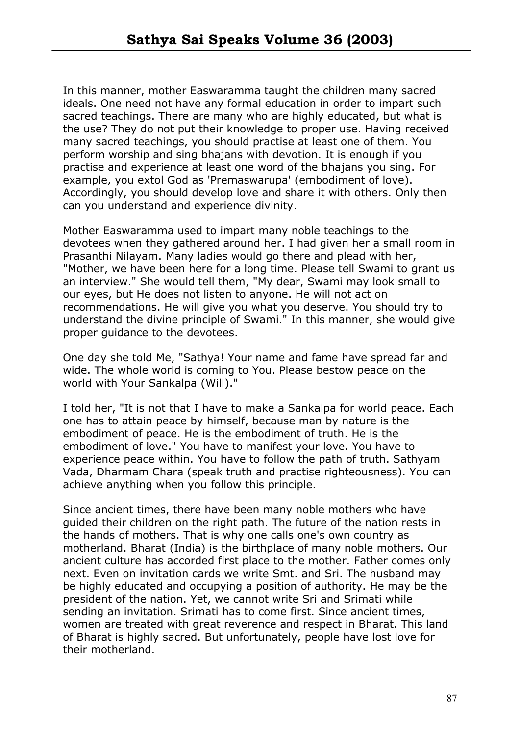In this manner, mother Easwaramma taught the children many sacred ideals. One need not have any formal education in order to impart such sacred teachings. There are many who are highly educated, but what is the use? They do not put their knowledge to proper use. Having received many sacred teachings, you should practise at least one of them. You perform worship and sing bhajans with devotion. It is enough if you practise and experience at least one word of the bhajans you sing. For example, you extol God as 'Premaswarupa' (embodiment of love). Accordingly, you should develop love and share it with others. Only then can you understand and experience divinity.

Mother Easwaramma used to impart many noble teachings to the devotees when they gathered around her. I had given her a small room in Prasanthi Nilayam. Many ladies would go there and plead with her, "Mother, we have been here for a long time. Please tell Swami to grant us an interview." She would tell them, "My dear, Swami may look small to our eyes, but He does not listen to anyone. He will not act on recommendations. He will give you what you deserve. You should try to understand the divine principle of Swami." In this manner, she would give proper guidance to the devotees.

One day she told Me, "Sathya! Your name and fame have spread far and wide. The whole world is coming to You. Please bestow peace on the world with Your Sankalpa (Will)."

I told her, "It is not that I have to make a Sankalpa for world peace. Each one has to attain peace by himself, because man by nature is the embodiment of peace. He is the embodiment of truth. He is the embodiment of love." You have to manifest your love. You have to experience peace within. You have to follow the path of truth. Sathyam Vada, Dharmam Chara (speak truth and practise righteousness). You can achieve anything when you follow this principle.

Since ancient times, there have been many noble mothers who have guided their children on the right path. The future of the nation rests in the hands of mothers. That is why one calls one's own country as motherland. Bharat (India) is the birthplace of many noble mothers. Our ancient culture has accorded first place to the mother. Father comes only next. Even on invitation cards we write Smt. and Sri. The husband may be highly educated and occupying a position of authority. He may be the president of the nation. Yet, we cannot write Sri and Srimati while sending an invitation. Srimati has to come first. Since ancient times, women are treated with great reverence and respect in Bharat. This land of Bharat is highly sacred. But unfortunately, people have lost love for their motherland.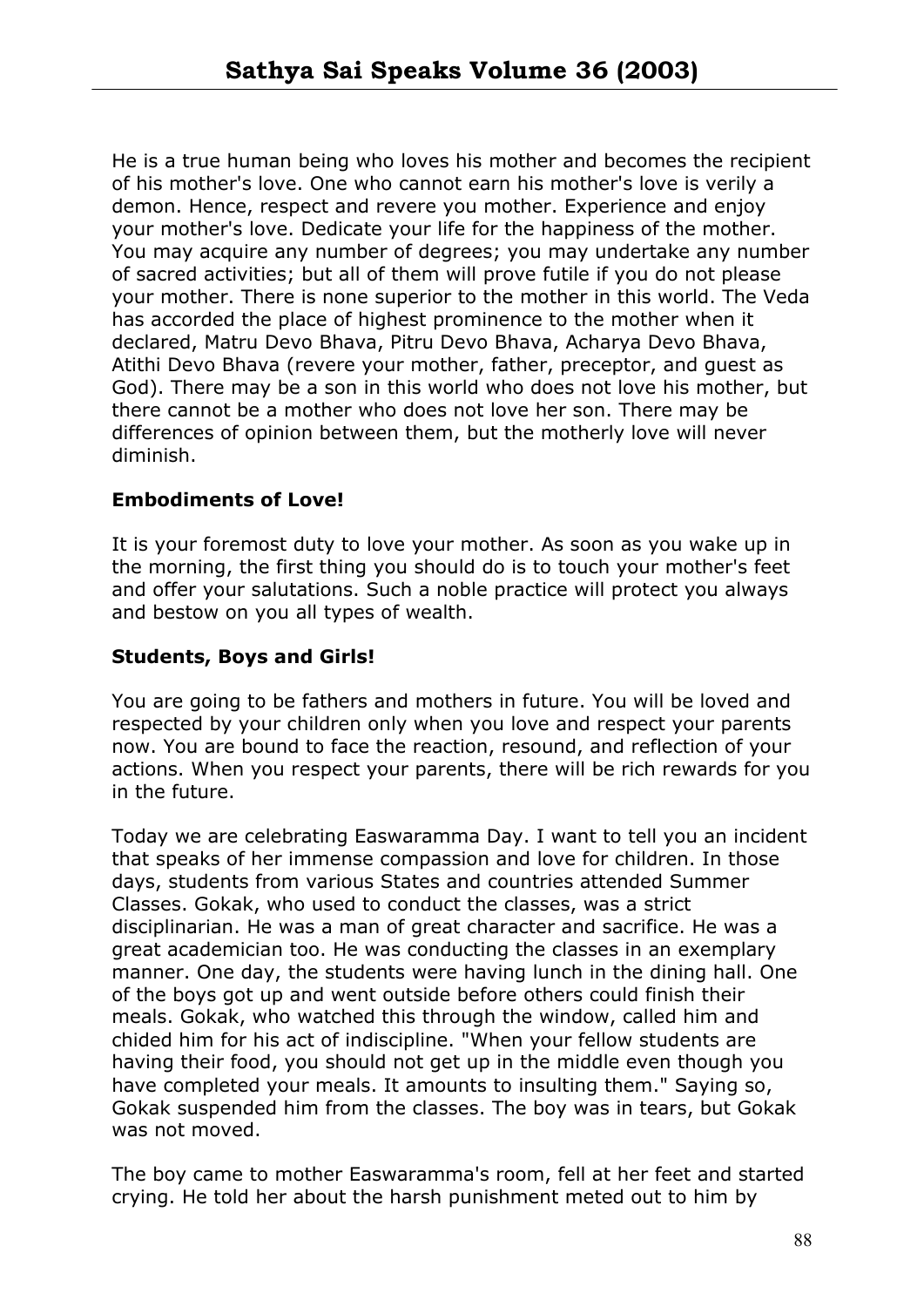He is a true human being who loves his mother and becomes the recipient of his mother's love. One who cannot earn his mother's love is verily a demon. Hence, respect and revere you mother. Experience and enjoy your mother's love. Dedicate your life for the happiness of the mother. You may acquire any number of degrees; you may undertake any number of sacred activities; but all of them will prove futile if you do not please your mother. There is none superior to the mother in this world. The Veda has accorded the place of highest prominence to the mother when it declared, Matru Devo Bhava, Pitru Devo Bhava, Acharya Devo Bhava, Atithi Devo Bhava (revere your mother, father, preceptor, and guest as God). There may be a son in this world who does not love his mother, but there cannot be a mother who does not love her son. There may be differences of opinion between them, but the motherly love will never diminish.

**Embodiments of Love!**

It is your foremost duty to love your mother. As soon as you wake up in the morning, the first thing you should do is to touch your mother's feet and offer your salutations. Such a noble practice will protect you always and bestow on you all types of wealth.

**Students, Boys and Girls!**

You are going to be fathers and mothers in future. You will be loved and respected by your children only when you love and respect your parents now. You are bound to face the reaction, resound, and reflection of your actions. When you respect your parents, there will be rich rewards for you in the future.

Today we are celebrating Easwaramma Day. I want to tell you an incident that speaks of her immense compassion and love for children. In those days, students from various States and countries attended Summer Classes. Gokak, who used to conduct the classes, was a strict disciplinarian. He was a man of great character and sacrifice. He was a great academician too. He was conducting the classes in an exemplary manner. One day, the students were having lunch in the dining hall. One of the boys got up and went outside before others could finish their meals. Gokak, who watched this through the window, called him and chided him for his act of indiscipline. "When your fellow students are having their food, you should not get up in the middle even though you have completed your meals. It amounts to insulting them." Saying so, Gokak suspended him from the classes. The boy was in tears, but Gokak was not moved.

The boy came to mother Easwaramma's room, fell at her feet and started crying. He told her about the harsh punishment meted out to him by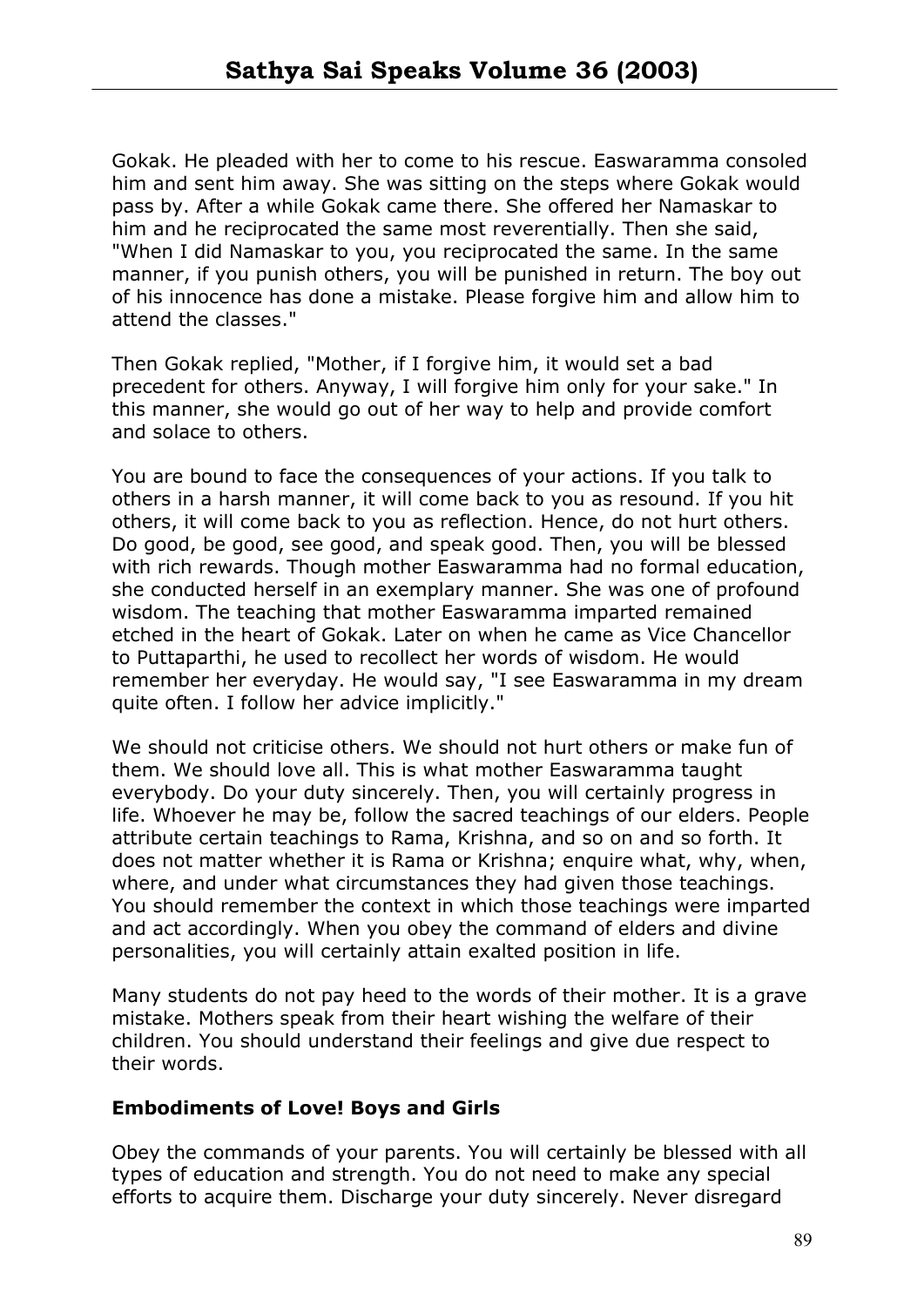Gokak. He pleaded with her to come to his rescue. Easwaramma consoled him and sent him away. She was sitting on the steps where Gokak would pass by. After a while Gokak came there. She offered her Namaskar to him and he reciprocated the same most reverentially. Then she said, "When I did Namaskar to you, you reciprocated the same. In the same manner, if you punish others, you will be punished in return. The boy out of his innocence has done a mistake. Please forgive him and allow him to attend the classes."

Then Gokak replied, "Mother, if I forgive him, it would set a bad precedent for others. Anyway, I will forgive him only for your sake." In this manner, she would go out of her way to help and provide comfort and solace to others.

You are bound to face the consequences of your actions. If you talk to others in a harsh manner, it will come back to you as resound. If you hit others, it will come back to you as reflection. Hence, do not hurt others. Do good, be good, see good, and speak good. Then, you will be blessed with rich rewards. Though mother Easwaramma had no formal education, she conducted herself in an exemplary manner. She was one of profound wisdom. The teaching that mother Easwaramma imparted remained etched in the heart of Gokak. Later on when he came as Vice Chancellor to Puttaparthi, he used to recollect her words of wisdom. He would remember her everyday. He would say, "I see Easwaramma in my dream quite often. I follow her advice implicitly."

We should not criticise others. We should not hurt others or make fun of them. We should love all. This is what mother Easwaramma taught everybody. Do your duty sincerely. Then, you will certainly progress in life. Whoever he may be, follow the sacred teachings of our elders. People attribute certain teachings to Rama, Krishna, and so on and so forth. It does not matter whether it is Rama or Krishna; enquire what, why, when, where, and under what circumstances they had given those teachings. You should remember the context in which those teachings were imparted and act accordingly. When you obey the command of elders and divine personalities, you will certainly attain exalted position in life.

Many students do not pay heed to the words of their mother. It is a grave mistake. Mothers speak from their heart wishing the welfare of their children. You should understand their feelings and give due respect to their words.

**Embodiments of Love! Boys and Girls**

Obey the commands of your parents. You will certainly be blessed with all types of education and strength. You do not need to make any special efforts to acquire them. Discharge your duty sincerely. Never disregard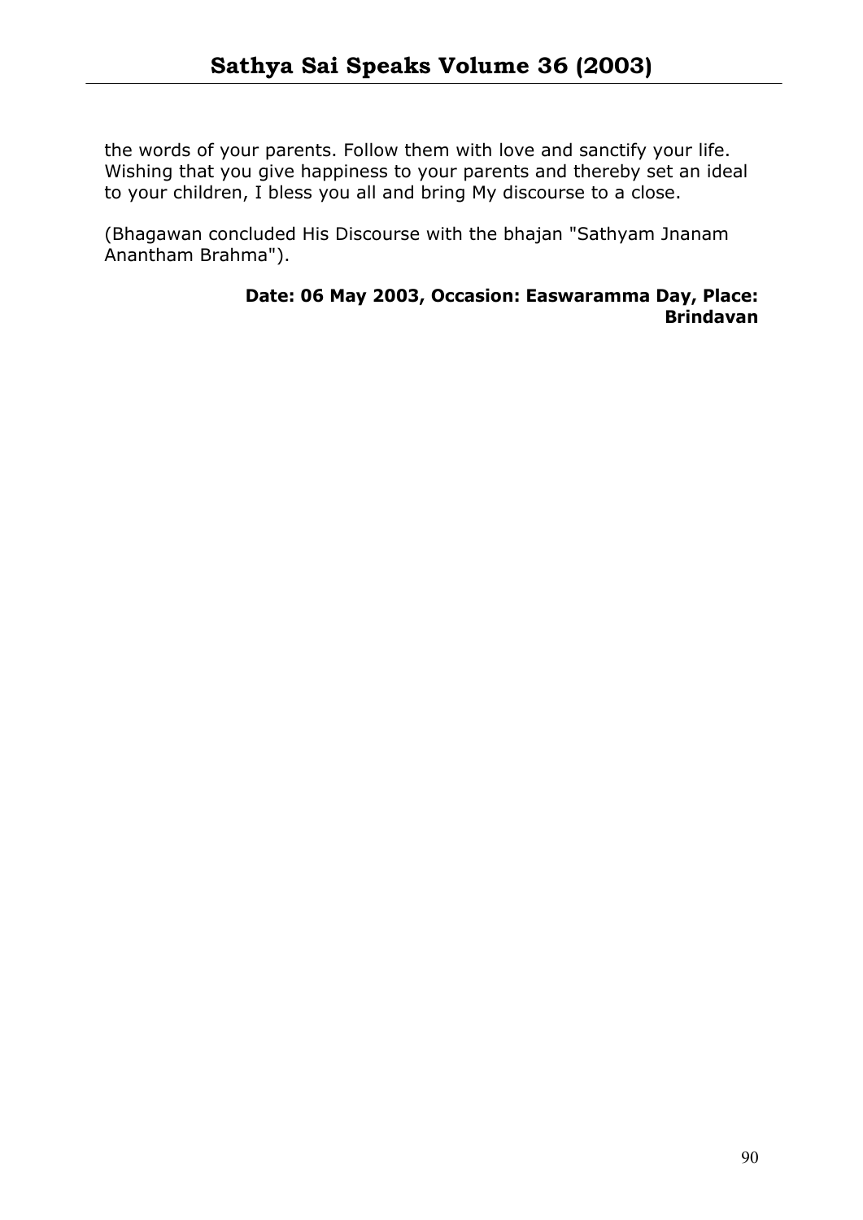the words of your parents. Follow them with love and sanctify your life. Wishing that you give happiness to your parents and thereby set an ideal to your children, I bless you all and bring My discourse to a close.

(Bhagawan concluded His Discourse with the bhajan "Sathyam Jnanam Anantham Brahma").

**Date: 06 May 2003, Occasion: Easwaramma Day, Place: Brindavan**